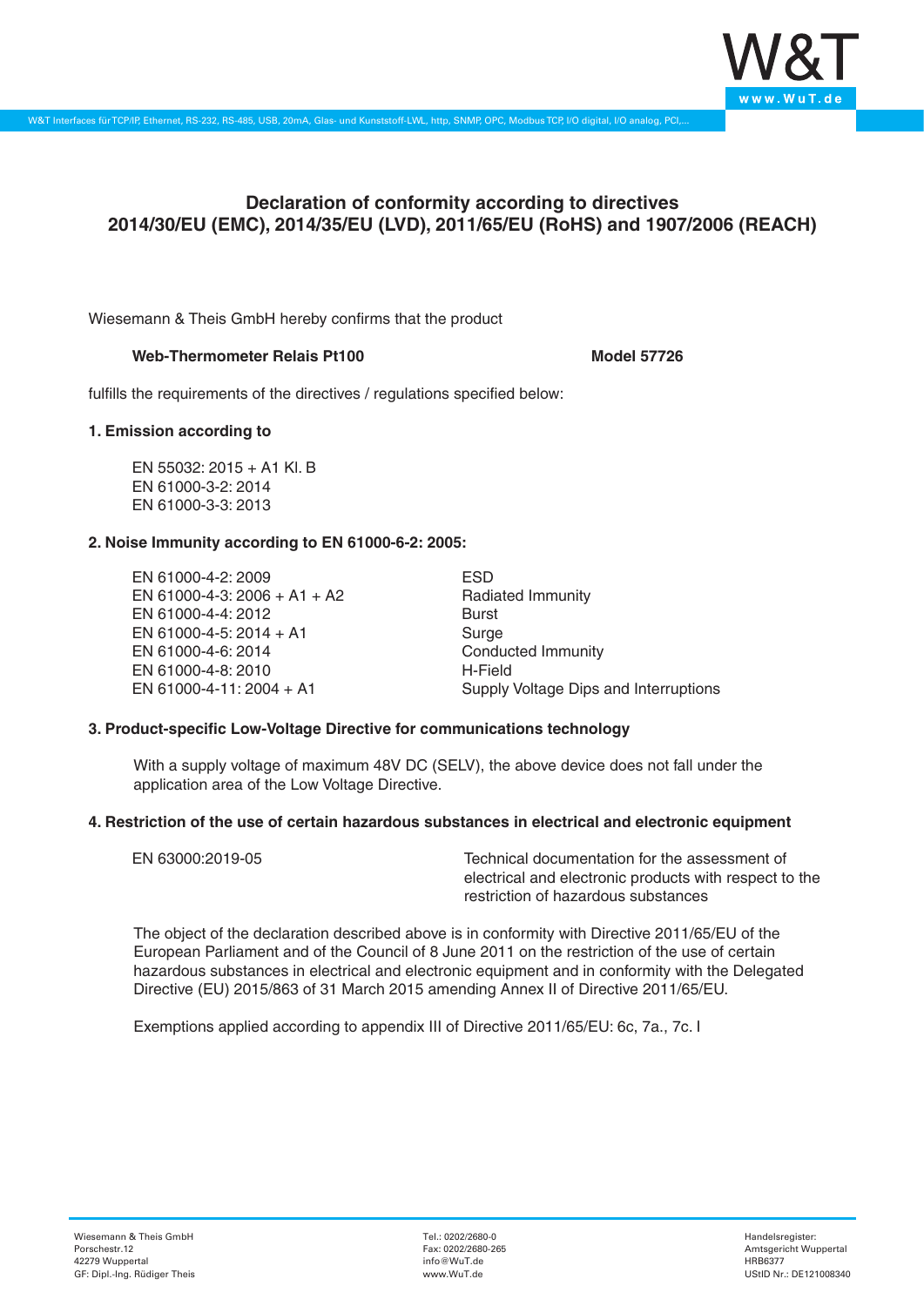# Declaration of conformity according to directives 2014/30/EU (EMC), 2014/35/EU (LVD), 2011/65/EU (RoHS) and 1907/2006 (REACH)

Wiesemann & Theis GmbH hereby confirms that the product

**Web-Thermometer Relais Pt100** **Model 57726**

fulfills the requirements of the directives / regulations specified below:

**1. Emission according to**

EN 55032: 2015 + A1 Kl. B
EN 61000-3-2: 2014
EN 61000-3-3: 2013

**2. Noise Immunity according to EN 61000-6-2: 2005:**

| | |
|---|---|
| EN 61000-4-2: 2009 | ESD |
| EN 61000-4-3: 2006 + A1 + A2 | Radiated Immunity |
| EN 61000-4-4: 2012 | Burst |
| EN 61000-4-5: 2014 + A1 | Surge |
| EN 61000-4-6: 2014 | Conducted Immunity |
| EN 61000-4-8: 2010 | H-Field |
| EN 61000-4-11: 2004 + A1 | Supply Voltage Dips and Interruptions |

**3. Product-specific Low-Voltage Directive for communications technology**

With a supply voltage of maximum 48V DC (SELV), the above device does not fall under the application area of the Low Voltage Directive.

**4. Restriction of the use of certain hazardous substances in electrical and electronic equipment**

| | |
|---|---|
| EN 63000:2019-05 | Technical documentation for the assessment of electrical and electronic products with respect to the restriction of hazardous substances |

The object of the declaration described above is in conformity with Directive 2011/65/EU of the European Parliament and of the Council of 8 June 2011 on the restriction of the use of certain hazardous substances in electrical and electronic equipment and in conformity with the Delegated Directive (EU) 2015/863 of 31 March 2015 amending Annex II of Directive 2011/65/EU.

Exemptions applied according to appendix III of Directive 2011/65/EU: 6c, 7a., 7c. I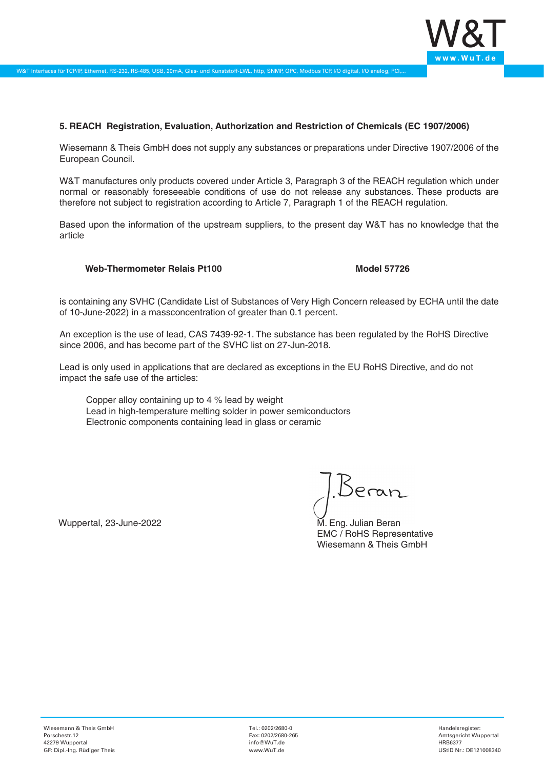## 5. REACH Registration, Evaluation, Authorization and Restriction of Chemicals (EC 1907/2006)

Wiesemann & Theis GmbH does not supply any substances or preparations under Directive 1907/2006 of the European Council.

W&T manufactures only products covered under Article 3, Paragraph 3 of the REACH regulation which under normal or reasonably foreseeable conditions of use do not release any substances. These products are therefore not subject to registration according to Article 7, Paragraph 1 of the REACH regulation.

Based upon the information of the upstream suppliers, to the present day W&T has no knowledge that the article

**Web-Thermometer Relais Pt100** **Model 57726**

is containing any SVHC (Candidate List of Substances of Very High Concern released by ECHA until the date of 10-June-2022) in a massconcentration of greater than 0.1 percent.

An exception is the use of lead, CAS 7439-92-1. The substance has been regulated by the RoHS Directive since 2006, and has become part of the SVHC list on 27-Jun-2018.

Lead is only used in applications that are declared as exceptions in the EU RoHS Directive, and do not impact the safe use of the articles:

Copper alloy containing up to 4 % lead by weight
Lead in high-temperature melting solder in power semiconductors
Electronic components containing lead in glass or ceramic

Wuppertal, 23-June-2022

J. Beran
M. Eng. Julian Beran
EMC / RoHS Representative
Wiesemann & Theis GmbH